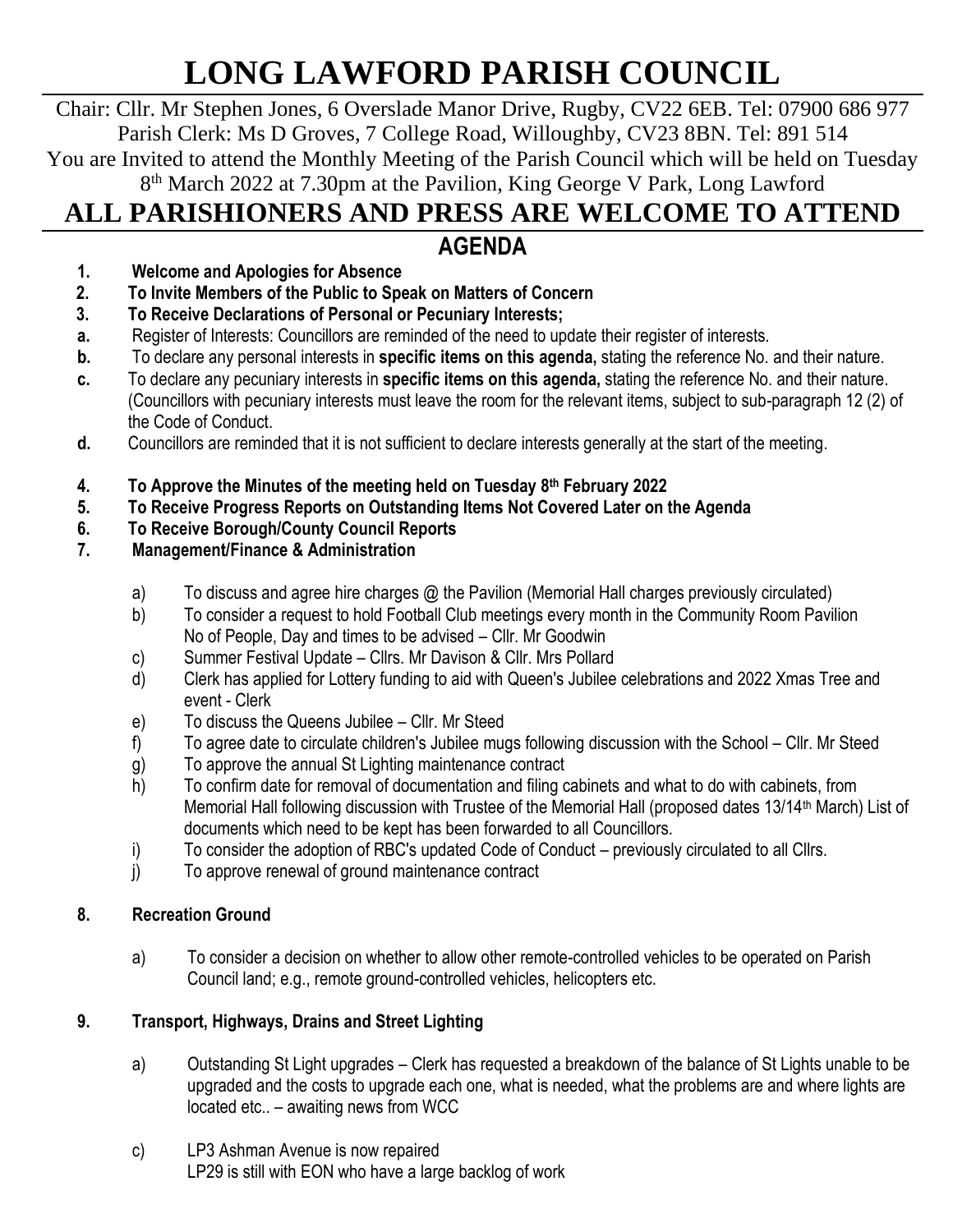# LONG LAWFORD PARISH COUNCIL

Chair: Cllr. Mr Stephen Jones, 6 Overslade Manor Drive, Rugby, CV22 6EB. Tel: 07900 686 977
Parish Clerk: Ms D Groves, 7 College Road, Willoughby, CV23 8BN. Tel: 891 514
You are Invited to attend the Monthly Meeting of the Parish Council which will be held on Tuesday 8th March 2022 at 7.30pm at the Pavilion, King George V Park, Long Lawford

## ALL PARISHIONERS AND PRESS ARE WELCOME TO ATTEND

## AGENDA

1. **Welcome and Apologies for Absence**
2. **To Invite Members of the Public to Speak on Matters of Concern**
3. **To Receive Declarations of Personal or Pecuniary Interests;**

**a.** Register of Interests: Councillors are reminded of the need to update their register of interests.
**b.** To declare any personal interests in **specific items on this agenda,** stating the reference No. and their nature.
**c.** To declare any pecuniary interests in **specific items on this agenda,** stating the reference No. and their nature. (Councillors with pecuniary interests must leave the room for the relevant items, subject to sub-paragraph 12 (2) of the Code of Conduct.
**d.** Councillors are reminded that it is not sufficient to declare interests generally at the start of the meeting.

4. **To Approve the Minutes of the meeting held on Tuesday 8th February 2022**
5. **To Receive Progress Reports on Outstanding Items Not Covered Later on the Agenda**
6. **To Receive Borough/County Council Reports**
7. **Management/Finance & Administration**

a) To discuss and agree hire charges @ the Pavilion (Memorial Hall charges previously circulated)
b) To consider a request to hold Football Club meetings every month in the Community Room Pavilion No of People, Day and times to be advised – Cllr. Mr Goodwin
c) Summer Festival Update – Cllrs. Mr Davison & Cllr. Mrs Pollard
d) Clerk has applied for Lottery funding to aid with Queen's Jubilee celebrations and 2022 Xmas Tree and event - Clerk
e) To discuss the Queens Jubilee – Cllr. Mr Steed
f) To agree date to circulate children's Jubilee mugs following discussion with the School – Cllr. Mr Steed
g) To approve the annual St Lighting maintenance contract
h) To confirm date for removal of documentation and filing cabinets and what to do with cabinets, from Memorial Hall following discussion with Trustee of the Memorial Hall (proposed dates 13/14th March) List of documents which need to be kept has been forwarded to all Councillors.
i) To consider the adoption of RBC's updated Code of Conduct – previously circulated to all Cllrs.
j) To approve renewal of ground maintenance contract

8. **Recreation Ground**

a) To consider a decision on whether to allow other remote-controlled vehicles to be operated on Parish Council land; e.g., remote ground-controlled vehicles, helicopters etc.

9. **Transport, Highways, Drains and Street Lighting**

a) Outstanding St Light upgrades – Clerk has requested a breakdown of the balance of St Lights unable to be upgraded and the costs to upgrade each one, what is needed, what the problems are and where lights are located etc.. – awaiting news from WCC

c) LP3 Ashman Avenue is now repaired
LP29 is still with EON who have a large backlog of work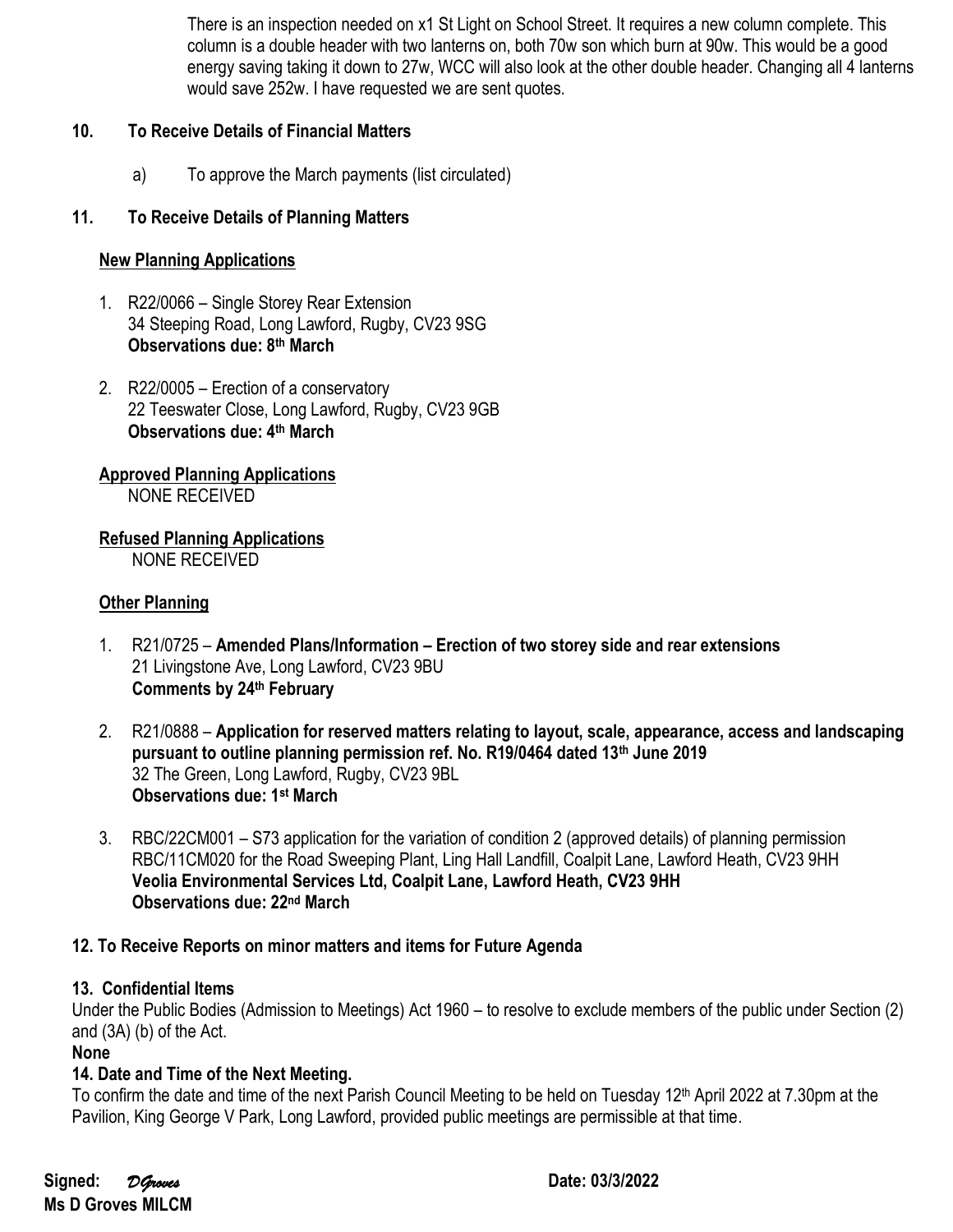There is an inspection needed on x1 St Light on School Street. It requires a new column complete. This column is a double header with two lanterns on, both 70w son which burn at 90w. This would be a good energy saving taking it down to 27w, WCC will also look at the other double header. Changing all 4 lanterns would save 252w. I have requested we are sent quotes.

## 10. To Receive Details of Financial Matters

a) To approve the March payments (list circulated)

## 11. To Receive Details of Planning Matters

**New Planning Applications**

1. R22/0066 – Single Storey Rear Extension
   34 Steeping Road, Long Lawford, Rugby, CV23 9SG
   **Observations due: 8th March**

2. R22/0005 – Erection of a conservatory
   22 Teeswater Close, Long Lawford, Rugby, CV23 9GB
   **Observations due: 4th March**

**Approved Planning Applications**

NONE RECEIVED

**Refused Planning Applications**

NONE RECEIVED

**Other Planning**

1. R21/0725 – **Amended Plans/Information – Erection of two storey side and rear extensions**
   21 Livingstone Ave, Long Lawford, CV23 9BU
   **Comments by 24th February**

2. R21/0888 – **Application for reserved matters relating to layout, scale, appearance, access and landscaping pursuant to outline planning permission ref. No. R19/0464 dated 13th June 2019**
   32 The Green, Long Lawford, Rugby, CV23 9BL
   **Observations due: 1st March**

3. RBC/22CM001 – S73 application for the variation of condition 2 (approved details) of planning permission RBC/11CM020 for the Road Sweeping Plant, Ling Hall Landfill, Coalpit Lane, Lawford Heath, CV23 9HH
   **Veolia Environmental Services Ltd, Coalpit Lane, Lawford Heath, CV23 9HH**
   **Observations due: 22nd March**

## 12. To Receive Reports on minor matters and items for Future Agenda

## 13. Confidential Items

Under the Public Bodies (Admission to Meetings) Act 1960 – to resolve to exclude members of the public under Section (2) and (3A) (b) of the Act.

**None**

## 14. Date and Time of the Next Meeting.

To confirm the date and time of the next Parish Council Meeting to be held on Tuesday 12th April 2022 at 7.30pm at the Pavilion, King George V Park, Long Lawford, provided public meetings are permissible at that time.

**Signed:** *DGroves* **Date: 03/3/2022**

**Ms D Groves MILCM**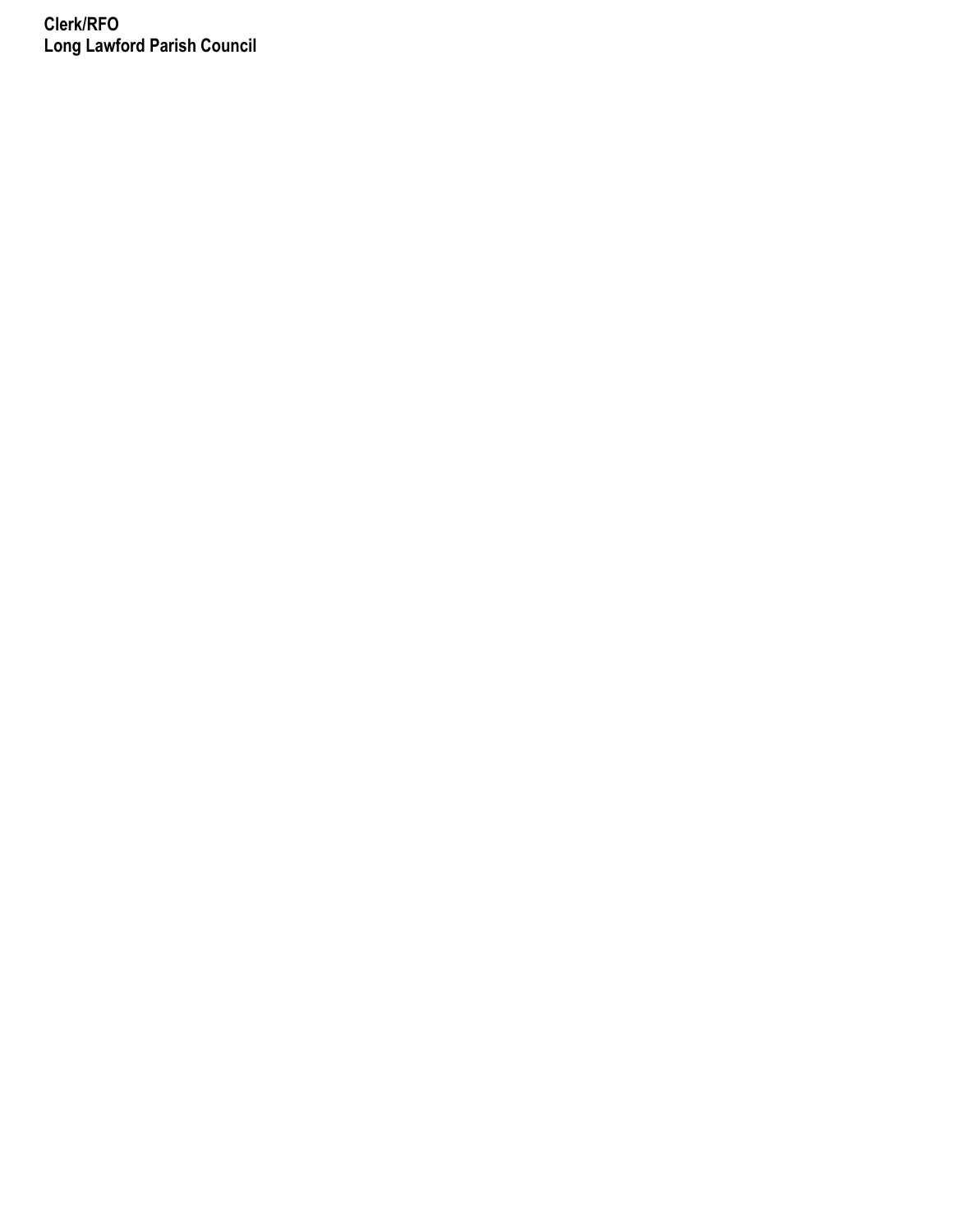**Clerk/RFO**
**Long Lawford Parish Council**